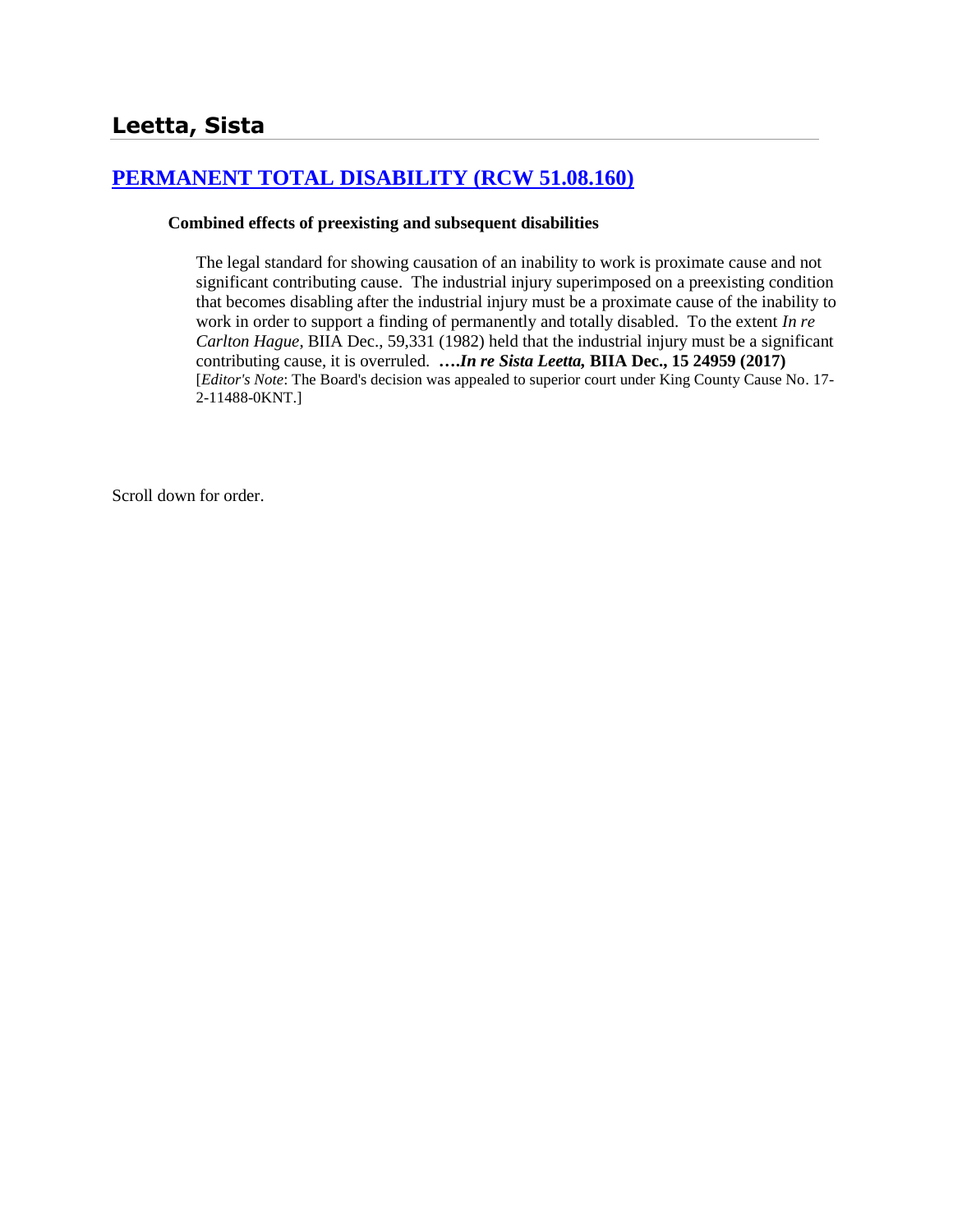# Leetta, Sista

## [PERMANENT TOTAL DISABILITY (RCW 51.08.160)]

### Combined effects of preexisting and subsequent disabilities

The legal standard for showing causation of an inability to work is proximate cause and not significant contributing cause. The industrial injury superimposed on a preexisting condition that becomes disabling after the industrial injury must be a proximate cause of the inability to work in order to support a finding of permanently and totally disabled. To the extent *In re Carlton Hague*, BIIA Dec., 59,331 (1982) held that the industrial injury must be a significant contributing cause, it is overruled. ***….In re Sista Leetta,* BIIA Dec., 15 24959 (2017)** [*Editor's Note*: The Board's decision was appealed to superior court under King County Cause No. 17-2-11488-0KNT.]

Scroll down for order.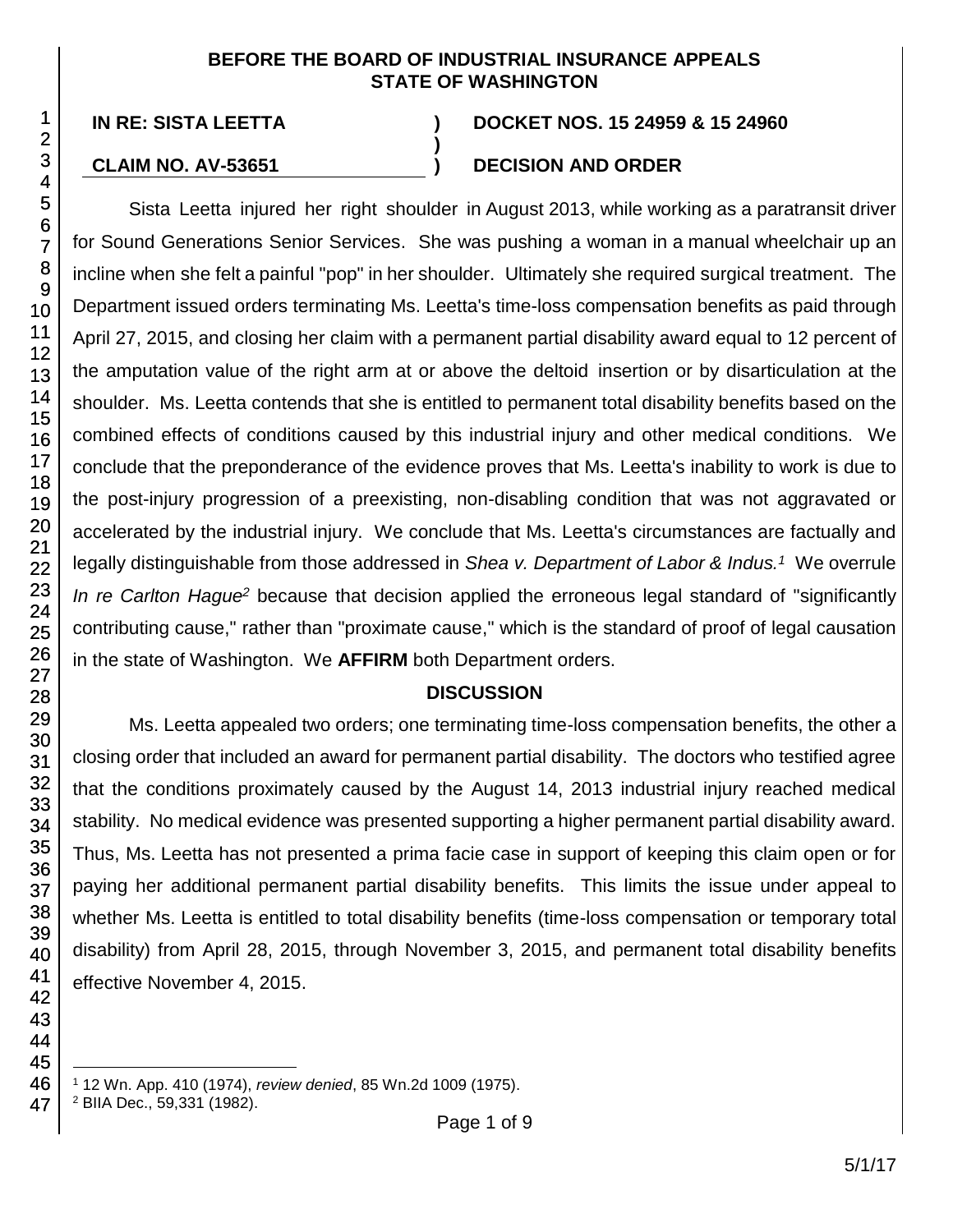**BEFORE THE BOARD OF INDUSTRIAL INSURANCE APPEALS**
**STATE OF WASHINGTON**

| | | |
|---|---|---|
| **IN RE: SISTA LEETTA** | **)** | **DOCKET NOS. 15 24959 & 15 24960** |
| | **)** | |
| **CLAIM NO. AV-53651** | **)** | **DECISION AND ORDER** |

Sista Leetta injured her right shoulder in August 2013, while working as a paratransit driver for Sound Generations Senior Services. She was pushing a woman in a manual wheelchair up an incline when she felt a painful "pop" in her shoulder. Ultimately she required surgical treatment. The Department issued orders terminating Ms. Leetta's time-loss compensation benefits as paid through April 27, 2015, and closing her claim with a permanent partial disability award equal to 12 percent of the amputation value of the right arm at or above the deltoid insertion or by disarticulation at the shoulder. Ms. Leetta contends that she is entitled to permanent total disability benefits based on the combined effects of conditions caused by this industrial injury and other medical conditions. We conclude that the preponderance of the evidence proves that Ms. Leetta's inability to work is due to the post-injury progression of a preexisting, non-disabling condition that was not aggravated or accelerated by the industrial injury. We conclude that Ms. Leetta's circumstances are factually and legally distinguishable from those addressed in *Shea v. Department of Labor & Indus.*[1] We overrule *In re Carlton Hague*[2] because that decision applied the erroneous legal standard of "significantly contributing cause," rather than "proximate cause," which is the standard of proof of legal causation in the state of Washington. We **AFFIRM** both Department orders.

## DISCUSSION

Ms. Leetta appealed two orders; one terminating time-loss compensation benefits, the other a closing order that included an award for permanent partial disability. The doctors who testified agree that the conditions proximately caused by the August 14, 2013 industrial injury reached medical stability. No medical evidence was presented supporting a higher permanent partial disability award. Thus, Ms. Leetta has not presented a prima facie case in support of keeping this claim open or for paying her additional permanent partial disability benefits. This limits the issue under appeal to whether Ms. Leetta is entitled to total disability benefits (time-loss compensation or temporary total disability) from April 28, 2015, through November 3, 2015, and permanent total disability benefits effective November 4, 2015.

---

[1] 12 Wn. App. 410 (1974), *review denied*, 85 Wn.2d 1009 (1975).

[2] BIIA Dec., 59,331 (1982).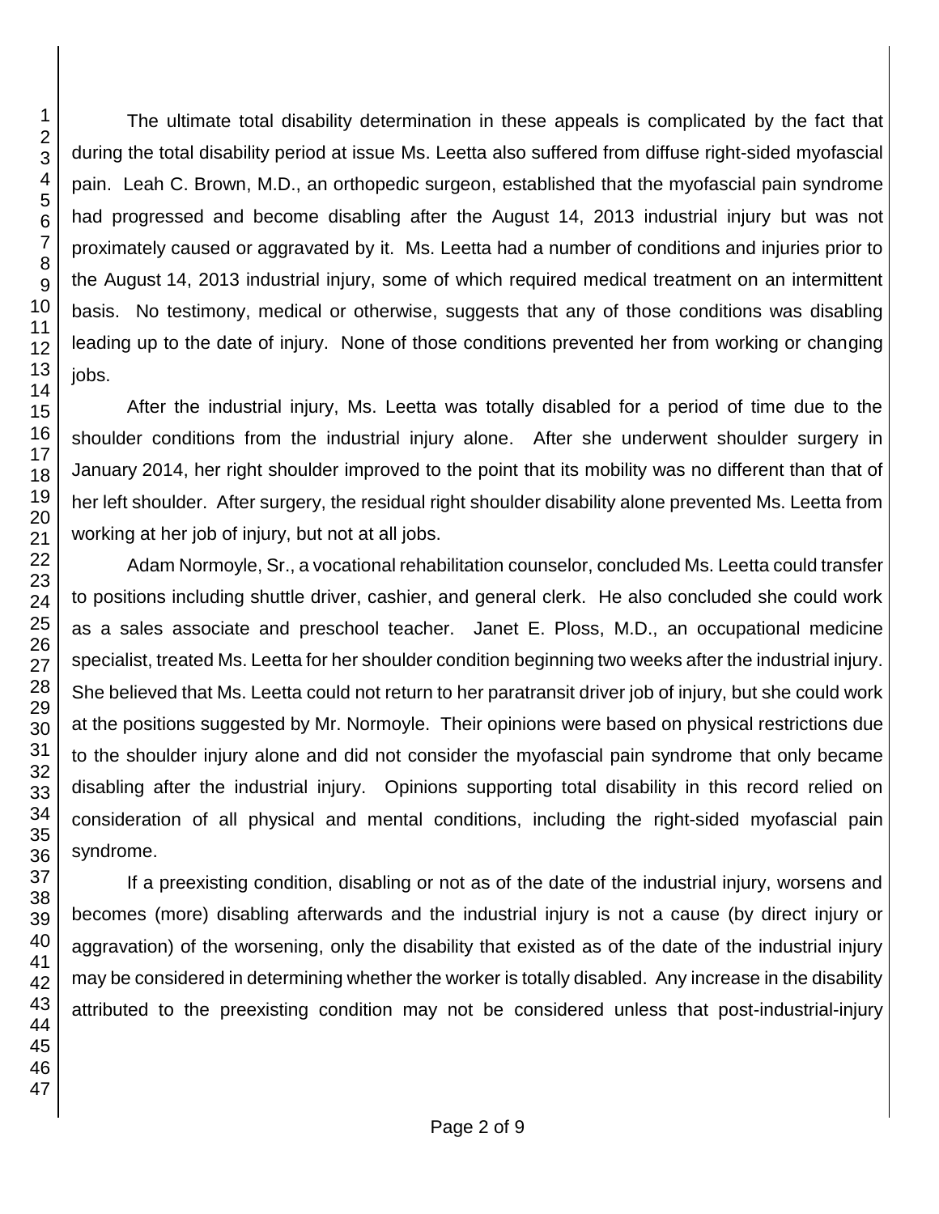The ultimate total disability determination in these appeals is complicated by the fact that during the total disability period at issue Ms. Leetta also suffered from diffuse right-sided myofascial pain. Leah C. Brown, M.D., an orthopedic surgeon, established that the myofascial pain syndrome had progressed and become disabling after the August 14, 2013 industrial injury but was not proximately caused or aggravated by it. Ms. Leetta had a number of conditions and injuries prior to the August 14, 2013 industrial injury, some of which required medical treatment on an intermittent basis. No testimony, medical or otherwise, suggests that any of those conditions was disabling leading up to the date of injury. None of those conditions prevented her from working or changing jobs.

After the industrial injury, Ms. Leetta was totally disabled for a period of time due to the shoulder conditions from the industrial injury alone. After she underwent shoulder surgery in January 2014, her right shoulder improved to the point that its mobility was no different than that of her left shoulder. After surgery, the residual right shoulder disability alone prevented Ms. Leetta from working at her job of injury, but not at all jobs.

Adam Normoyle, Sr., a vocational rehabilitation counselor, concluded Ms. Leetta could transfer to positions including shuttle driver, cashier, and general clerk. He also concluded she could work as a sales associate and preschool teacher. Janet E. Ploss, M.D., an occupational medicine specialist, treated Ms. Leetta for her shoulder condition beginning two weeks after the industrial injury. She believed that Ms. Leetta could not return to her paratransit driver job of injury, but she could work at the positions suggested by Mr. Normoyle. Their opinions were based on physical restrictions due to the shoulder injury alone and did not consider the myofascial pain syndrome that only became disabling after the industrial injury. Opinions supporting total disability in this record relied on consideration of all physical and mental conditions, including the right-sided myofascial pain syndrome.

If a preexisting condition, disabling or not as of the date of the industrial injury, worsens and becomes (more) disabling afterwards and the industrial injury is not a cause (by direct injury or aggravation) of the worsening, only the disability that existed as of the date of the industrial injury may be considered in determining whether the worker is totally disabled. Any increase in the disability attributed to the preexisting condition may not be considered unless that post-industrial-injury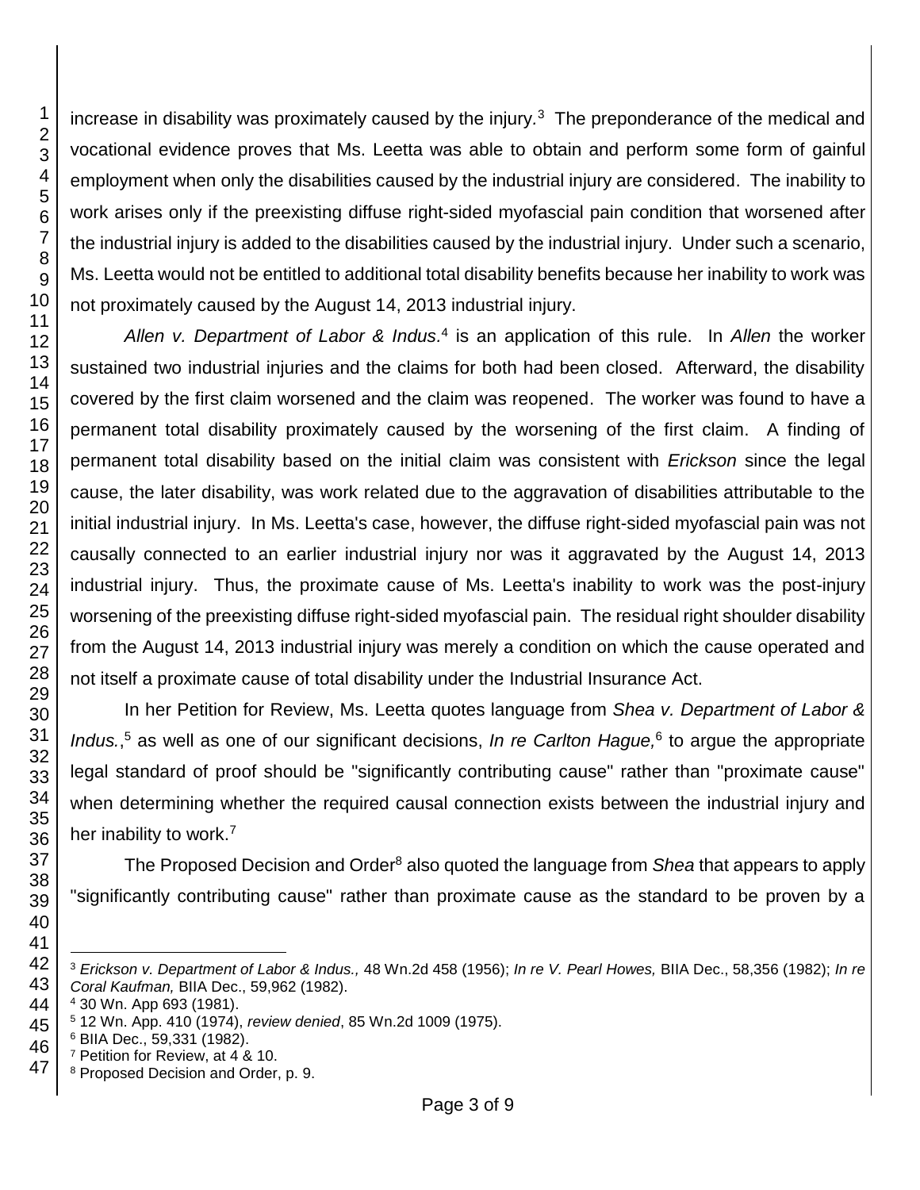increase in disability was proximately caused by the injury.[3] The preponderance of the medical and vocational evidence proves that Ms. Leetta was able to obtain and perform some form of gainful employment when only the disabilities caused by the industrial injury are considered. The inability to work arises only if the preexisting diffuse right-sided myofascial pain condition that worsened after the industrial injury is added to the disabilities caused by the industrial injury. Under such a scenario, Ms. Leetta would not be entitled to additional total disability benefits because her inability to work was not proximately caused by the August 14, 2013 industrial injury.

*Allen v. Department of Labor & Indus.*[4] is an application of this rule. In *Allen* the worker sustained two industrial injuries and the claims for both had been closed. Afterward, the disability covered by the first claim worsened and the claim was reopened. The worker was found to have a permanent total disability proximately caused by the worsening of the first claim. A finding of permanent total disability based on the initial claim was consistent with *Erickson* since the legal cause, the later disability, was work related due to the aggravation of disabilities attributable to the initial industrial injury. In Ms. Leetta's case, however, the diffuse right-sided myofascial pain was not causally connected to an earlier industrial injury nor was it aggravated by the August 14, 2013 industrial injury. Thus, the proximate cause of Ms. Leetta's inability to work was the post-injury worsening of the preexisting diffuse right-sided myofascial pain. The residual right shoulder disability from the August 14, 2013 industrial injury was merely a condition on which the cause operated and not itself a proximate cause of total disability under the Industrial Insurance Act.

In her Petition for Review, Ms. Leetta quotes language from *Shea v. Department of Labor & Indus.*,[5] as well as one of our significant decisions, *In re Carlton Hague,*[6] to argue the appropriate legal standard of proof should be "significantly contributing cause" rather than "proximate cause" when determining whether the required causal connection exists between the industrial injury and her inability to work.[7]

The Proposed Decision and Order[8] also quoted the language from *Shea* that appears to apply "significantly contributing cause" rather than proximate cause as the standard to be proven by a

---

[3] *Erickson v. Department of Labor & Indus.,* 48 Wn.2d 458 (1956); *In re V. Pearl Howes,* BIIA Dec., 58,356 (1982); *In re Coral Kaufman,* BIIA Dec., 59,962 (1982).

[4] 30 Wn. App 693 (1981).

[5] 12 Wn. App. 410 (1974), *review denied*, 85 Wn.2d 1009 (1975).

[6] BIIA Dec., 59,331 (1982).

[7] Petition for Review, at 4 & 10.

[8] Proposed Decision and Order, p. 9.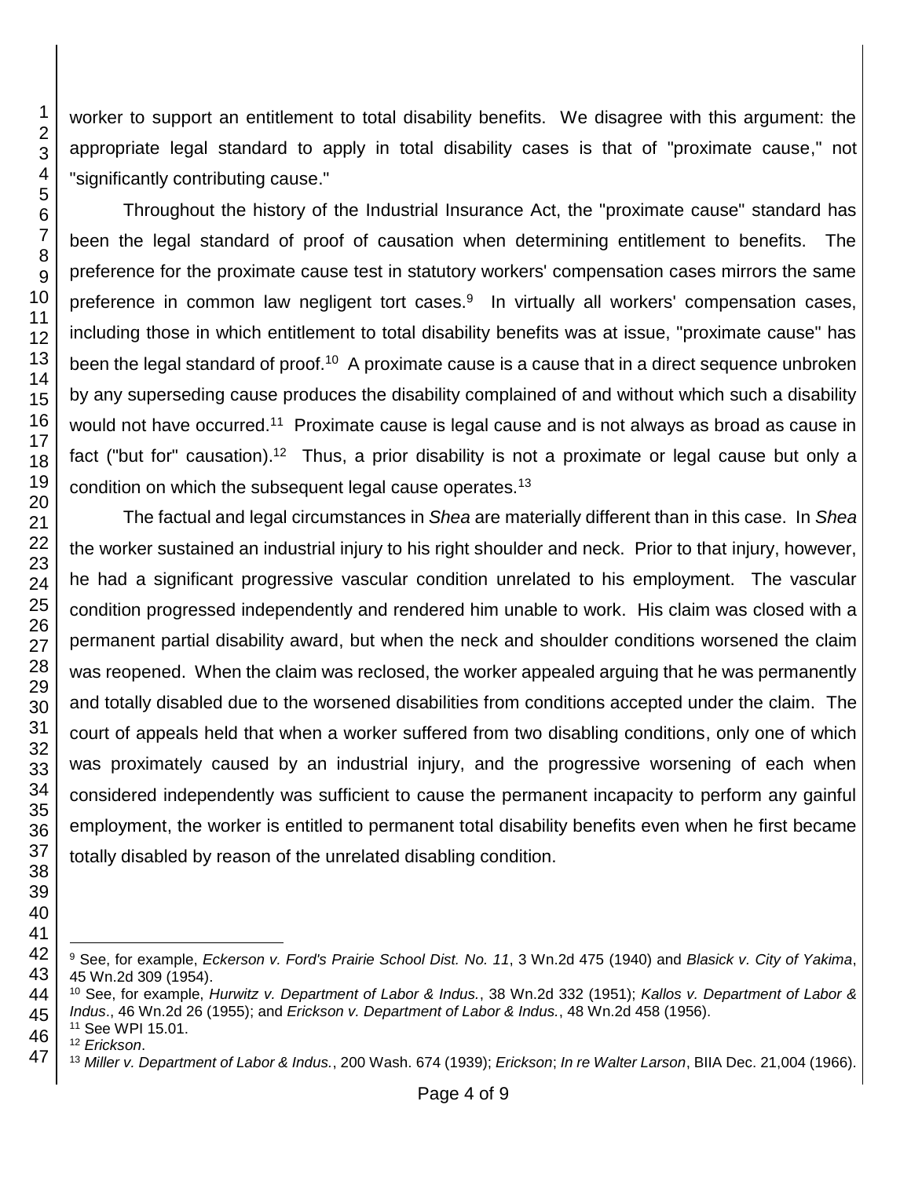worker to support an entitlement to total disability benefits. We disagree with this argument: the appropriate legal standard to apply in total disability cases is that of "proximate cause," not "significantly contributing cause."

Throughout the history of the Industrial Insurance Act, the "proximate cause" standard has been the legal standard of proof of causation when determining entitlement to benefits. The preference for the proximate cause test in statutory workers' compensation cases mirrors the same preference in common law negligent tort cases.[9] In virtually all workers' compensation cases, including those in which entitlement to total disability benefits was at issue, "proximate cause" has been the legal standard of proof.[10] A proximate cause is a cause that in a direct sequence unbroken by any superseding cause produces the disability complained of and without which such a disability would not have occurred.[11] Proximate cause is legal cause and is not always as broad as cause in fact ("but for" causation).[12] Thus, a prior disability is not a proximate or legal cause but only a condition on which the subsequent legal cause operates.[13]

The factual and legal circumstances in *Shea* are materially different than in this case. In *Shea* the worker sustained an industrial injury to his right shoulder and neck. Prior to that injury, however, he had a significant progressive vascular condition unrelated to his employment. The vascular condition progressed independently and rendered him unable to work. His claim was closed with a permanent partial disability award, but when the neck and shoulder conditions worsened the claim was reopened. When the claim was reclosed, the worker appealed arguing that he was permanently and totally disabled due to the worsened disabilities from conditions accepted under the claim. The court of appeals held that when a worker suffered from two disabling conditions, only one of which was proximately caused by an industrial injury, and the progressive worsening of each when considered independently was sufficient to cause the permanent incapacity to perform any gainful employment, the worker is entitled to permanent total disability benefits even when he first became totally disabled by reason of the unrelated disabling condition.

---

[9] See, for example, *Eckerson v. Ford's Prairie School Dist. No. 11*, 3 Wn.2d 475 (1940) and *Blasick v. City of Yakima*, 45 Wn.2d 309 (1954).

[10] See, for example, *Hurwitz v. Department of Labor & Indus.*, 38 Wn.2d 332 (1951); *Kallos v. Department of Labor & Indus*., 46 Wn.2d 26 (1955); and *Erickson v. Department of Labor & Indus.*, 48 Wn.2d 458 (1956).

[11] See WPI 15.01.

[12] *Erickson*.

[13] *Miller v. Department of Labor & Indus.*, 200 Wash. 674 (1939); *Erickson*; *In re Walter Larson*, BIIA Dec. 21,004 (1966).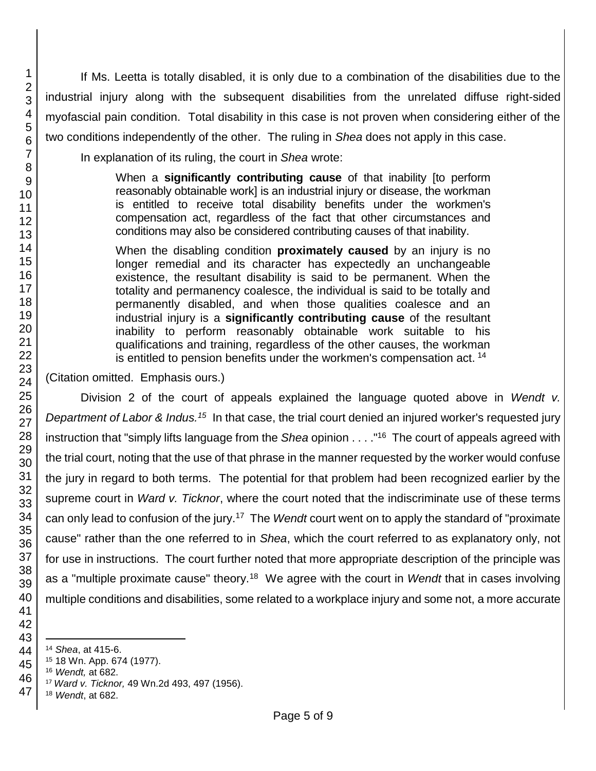If Ms. Leetta is totally disabled, it is only due to a combination of the disabilities due to the industrial injury along with the subsequent disabilities from the unrelated diffuse right-sided myofascial pain condition. Total disability in this case is not proven when considering either of the two conditions independently of the other. The ruling in *Shea* does not apply in this case.

In explanation of its ruling, the court in *Shea* wrote:

> When a **significantly contributing cause** of that inability [to perform reasonably obtainable work] is an industrial injury or disease, the workman is entitled to receive total disability benefits under the workmen's compensation act, regardless of the fact that other circumstances and conditions may also be considered contributing causes of that inability.
>
> When the disabling condition **proximately caused** by an injury is no longer remedial and its character has expectedly an unchangeable existence, the resultant disability is said to be permanent. When the totality and permanency coalesce, the individual is said to be totally and permanently disabled, and when those qualities coalesce and an industrial injury is a **significantly contributing cause** of the resultant inability to perform reasonably obtainable work suitable to his qualifications and training, regardless of the other causes, the workman is entitled to pension benefits under the workmen's compensation act. [14]

(Citation omitted. Emphasis ours.)

Division 2 of the court of appeals explained the language quoted above in *Wendt v. Department of Labor & Indus.*[15] In that case, the trial court denied an injured worker's requested jury instruction that "simply lifts language from the *Shea* opinion . . . ."[16] The court of appeals agreed with the trial court, noting that the use of that phrase in the manner requested by the worker would confuse the jury in regard to both terms. The potential for that problem had been recognized earlier by the supreme court in *Ward v. Ticknor*, where the court noted that the indiscriminate use of these terms can only lead to confusion of the jury.[17] The *Wendt* court went on to apply the standard of "proximate cause" rather than the one referred to in *Shea*, which the court referred to as explanatory only, not for use in instructions. The court further noted that more appropriate description of the principle was as a "multiple proximate cause" theory.[18] We agree with the court in *Wendt* that in cases involving multiple conditions and disabilities, some related to a workplace injury and some not, a more accurate

---

[14] *Shea*, at 415-6.

[15] 18 Wn. App. 674 (1977).

[16] *Wendt,* at 682.

[17] *Ward v. Ticknor,* 49 Wn.2d 493, 497 (1956).

[18] *Wendt*, at 682.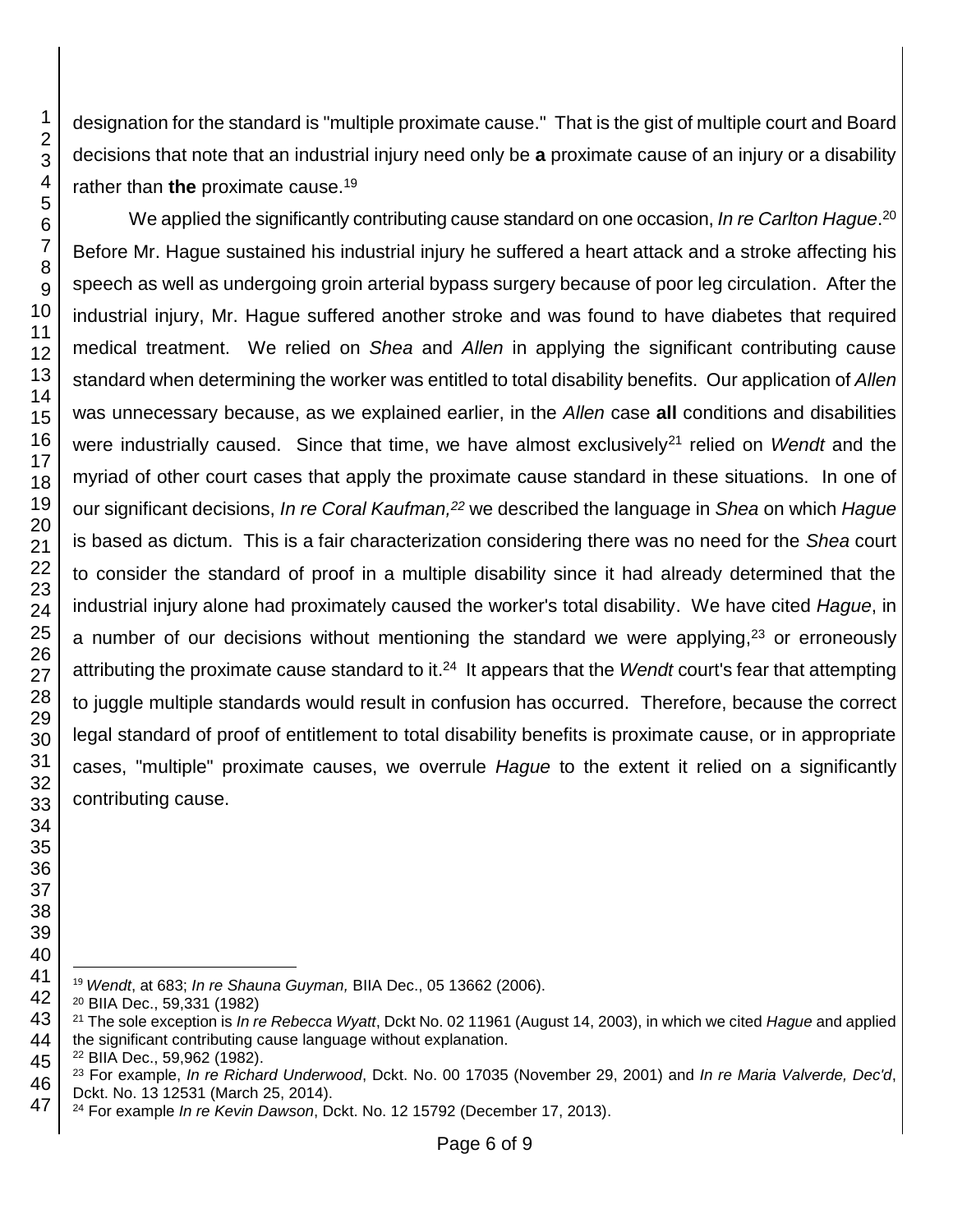designation for the standard is "multiple proximate cause." That is the gist of multiple court and Board decisions that note that an industrial injury need only be **a** proximate cause of an injury or a disability rather than **the** proximate cause.[19]

We applied the significantly contributing cause standard on one occasion, *In re Carlton Hague*.[20] Before Mr. Hague sustained his industrial injury he suffered a heart attack and a stroke affecting his speech as well as undergoing groin arterial bypass surgery because of poor leg circulation. After the industrial injury, Mr. Hague suffered another stroke and was found to have diabetes that required medical treatment. We relied on *Shea* and *Allen* in applying the significant contributing cause standard when determining the worker was entitled to total disability benefits. Our application of *Allen* was unnecessary because, as we explained earlier, in the *Allen* case **all** conditions and disabilities were industrially caused. Since that time, we have almost exclusively[21] relied on *Wendt* and the myriad of other court cases that apply the proximate cause standard in these situations. In one of our significant decisions, *In re Coral Kaufman,*[22] we described the language in *Shea* on which *Hague* is based as dictum. This is a fair characterization considering there was no need for the *Shea* court to consider the standard of proof in a multiple disability since it had already determined that the industrial injury alone had proximately caused the worker's total disability. We have cited *Hague*, in a number of our decisions without mentioning the standard we were applying,[23] or erroneously attributing the proximate cause standard to it.[24] It appears that the *Wendt* court's fear that attempting to juggle multiple standards would result in confusion has occurred. Therefore, because the correct legal standard of proof of entitlement to total disability benefits is proximate cause, or in appropriate cases, "multiple" proximate causes, we overrule *Hague* to the extent it relied on a significantly contributing cause.

---

[19] *Wendt*, at 683; *In re Shauna Guyman,* BIIA Dec., 05 13662 (2006).

[20] BIIA Dec., 59,331 (1982)

[21] The sole exception is *In re Rebecca Wyatt*, Dckt No. 02 11961 (August 14, 2003), in which we cited *Hague* and applied the significant contributing cause language without explanation.

[22] BIIA Dec., 59,962 (1982).

[23] For example, *In re Richard Underwood*, Dckt. No. 00 17035 (November 29, 2001) and *In re Maria Valverde, Dec'd*, Dckt. No. 13 12531 (March 25, 2014).

[24] For example *In re Kevin Dawson*, Dckt. No. 12 15792 (December 17, 2013).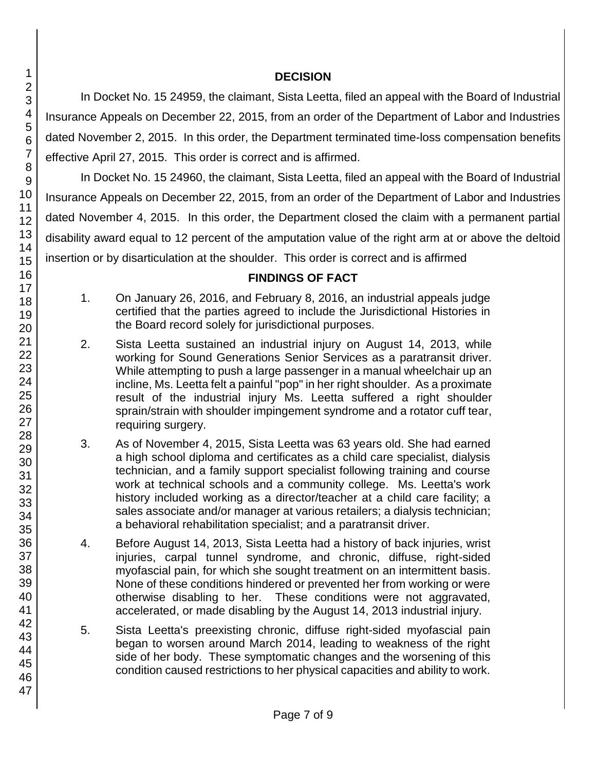## DECISION

In Docket No. 15 24959, the claimant, Sista Leetta, filed an appeal with the Board of Industrial Insurance Appeals on December 22, 2015, from an order of the Department of Labor and Industries dated November 2, 2015. In this order, the Department terminated time-loss compensation benefits effective April 27, 2015. This order is correct and is affirmed.

In Docket No. 15 24960, the claimant, Sista Leetta, filed an appeal with the Board of Industrial Insurance Appeals on December 22, 2015, from an order of the Department of Labor and Industries dated November 4, 2015. In this order, the Department closed the claim with a permanent partial disability award equal to 12 percent of the amputation value of the right arm at or above the deltoid insertion or by disarticulation at the shoulder. This order is correct and is affirmed

## FINDINGS OF FACT

1. On January 26, 2016, and February 8, 2016, an industrial appeals judge certified that the parties agreed to include the Jurisdictional Histories in the Board record solely for jurisdictional purposes.

2. Sista Leetta sustained an industrial injury on August 14, 2013, while working for Sound Generations Senior Services as a paratransit driver. While attempting to push a large passenger in a manual wheelchair up an incline, Ms. Leetta felt a painful "pop" in her right shoulder. As a proximate result of the industrial injury Ms. Leetta suffered a right shoulder sprain/strain with shoulder impingement syndrome and a rotator cuff tear, requiring surgery.

3. As of November 4, 2015, Sista Leetta was 63 years old. She had earned a high school diploma and certificates as a child care specialist, dialysis technician, and a family support specialist following training and course work at technical schools and a community college. Ms. Leetta's work history included working as a director/teacher at a child care facility; a sales associate and/or manager at various retailers; a dialysis technician; a behavioral rehabilitation specialist; and a paratransit driver.

4. Before August 14, 2013, Sista Leetta had a history of back injuries, wrist injuries, carpal tunnel syndrome, and chronic, diffuse, right-sided myofascial pain, for which she sought treatment on an intermittent basis. None of these conditions hindered or prevented her from working or were otherwise disabling to her. These conditions were not aggravated, accelerated, or made disabling by the August 14, 2013 industrial injury.

5. Sista Leetta's preexisting chronic, diffuse right-sided myofascial pain began to worsen around March 2014, leading to weakness of the right side of her body. These symptomatic changes and the worsening of this condition caused restrictions to her physical capacities and ability to work.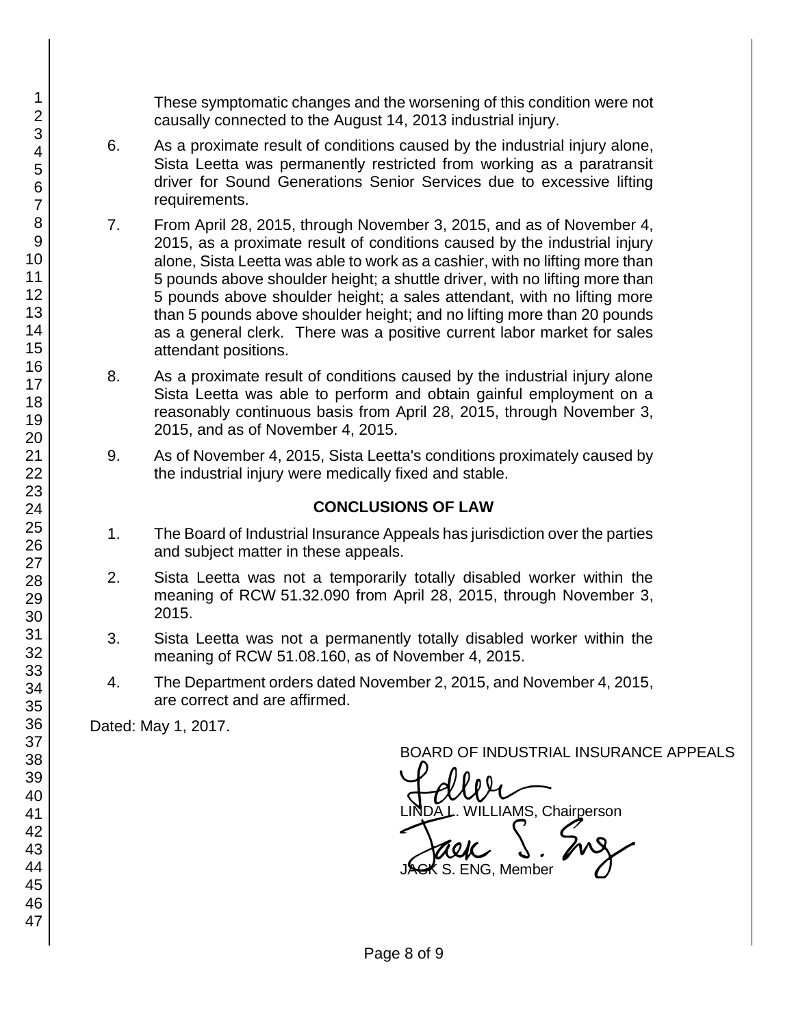These symptomatic changes and the worsening of this condition were not causally connected to the August 14, 2013 industrial injury.

6. As a proximate result of conditions caused by the industrial injury alone, Sista Leetta was permanently restricted from working as a paratransit driver for Sound Generations Senior Services due to excessive lifting requirements.

7. From April 28, 2015, through November 3, 2015, and as of November 4, 2015, as a proximate result of conditions caused by the industrial injury alone, Sista Leetta was able to work as a cashier, with no lifting more than 5 pounds above shoulder height; a shuttle driver, with no lifting more than 5 pounds above shoulder height; a sales attendant, with no lifting more than 5 pounds above shoulder height; and no lifting more than 20 pounds as a general clerk. There was a positive current labor market for sales attendant positions.

8. As a proximate result of conditions caused by the industrial injury alone Sista Leetta was able to perform and obtain gainful employment on a reasonably continuous basis from April 28, 2015, through November 3, 2015, and as of November 4, 2015.

9. As of November 4, 2015, Sista Leetta's conditions proximately caused by the industrial injury were medically fixed and stable.

## CONCLUSIONS OF LAW

1. The Board of Industrial Insurance Appeals has jurisdiction over the parties and subject matter in these appeals.

2. Sista Leetta was not a temporarily totally disabled worker within the meaning of RCW 51.32.090 from April 28, 2015, through November 3, 2015.

3. Sista Leetta was not a permanently totally disabled worker within the meaning of RCW 51.08.160, as of November 4, 2015.

4. The Department orders dated November 2, 2015, and November 4, 2015, are correct and are affirmed.

Dated: May 1, 2017.

BOARD OF INDUSTRIAL INSURANCE APPEALS

LINDA L. WILLIAMS, Chairperson

JACK S. ENG, Member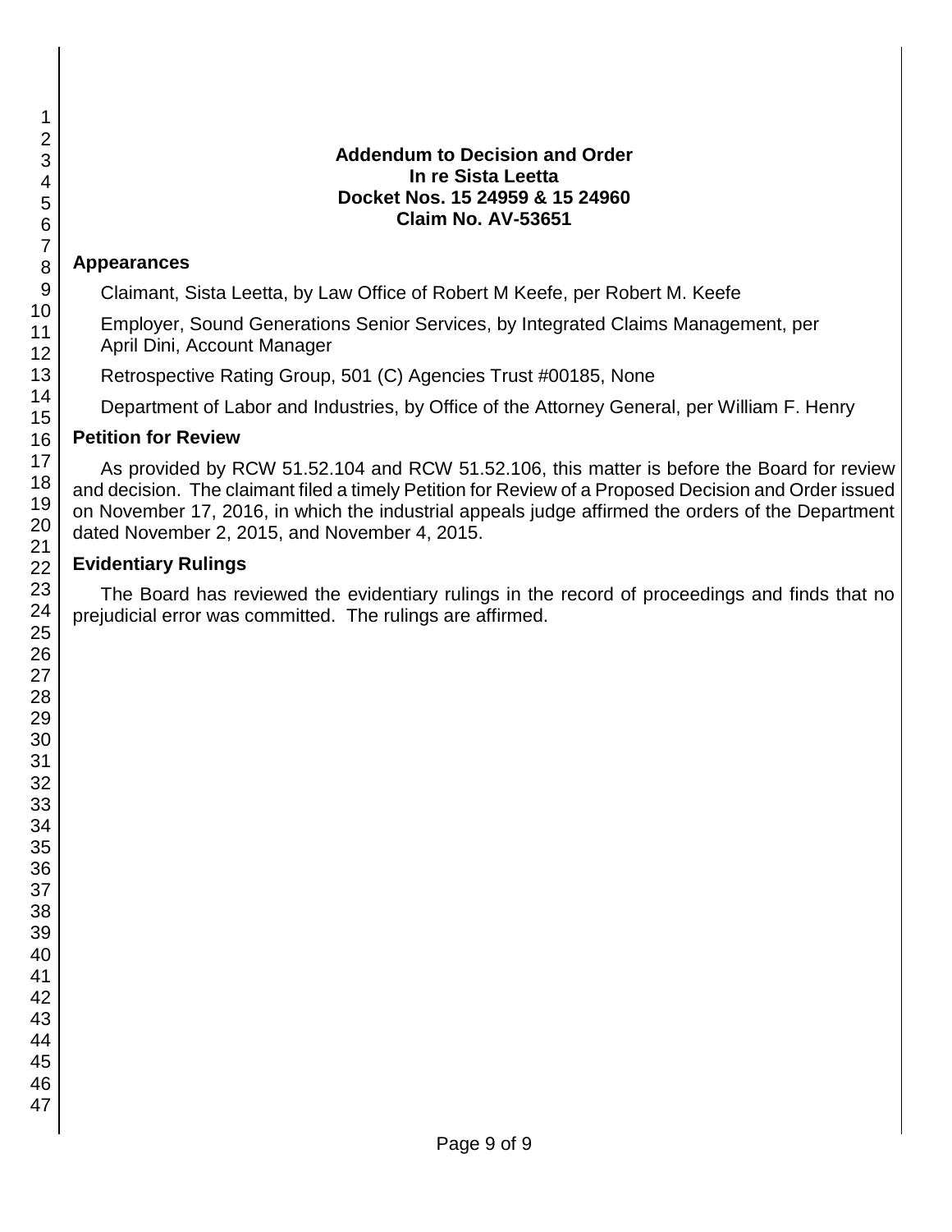**Addendum to Decision and Order**
**In re Sista Leetta**
**Docket Nos. 15 24959 & 15 24960**
**Claim No. AV-53651**

## Appearances

Claimant, Sista Leetta, by Law Office of Robert M Keefe, per Robert M. Keefe

Employer, Sound Generations Senior Services, by Integrated Claims Management, per April Dini, Account Manager

Retrospective Rating Group, 501 (C) Agencies Trust #00185, None

Department of Labor and Industries, by Office of the Attorney General, per William F. Henry

## Petition for Review

As provided by RCW 51.52.104 and RCW 51.52.106, this matter is before the Board for review and decision. The claimant filed a timely Petition for Review of a Proposed Decision and Order issued on November 17, 2016, in which the industrial appeals judge affirmed the orders of the Department dated November 2, 2015, and November 4, 2015.

## Evidentiary Rulings

The Board has reviewed the evidentiary rulings in the record of proceedings and finds that no prejudicial error was committed. The rulings are affirmed.